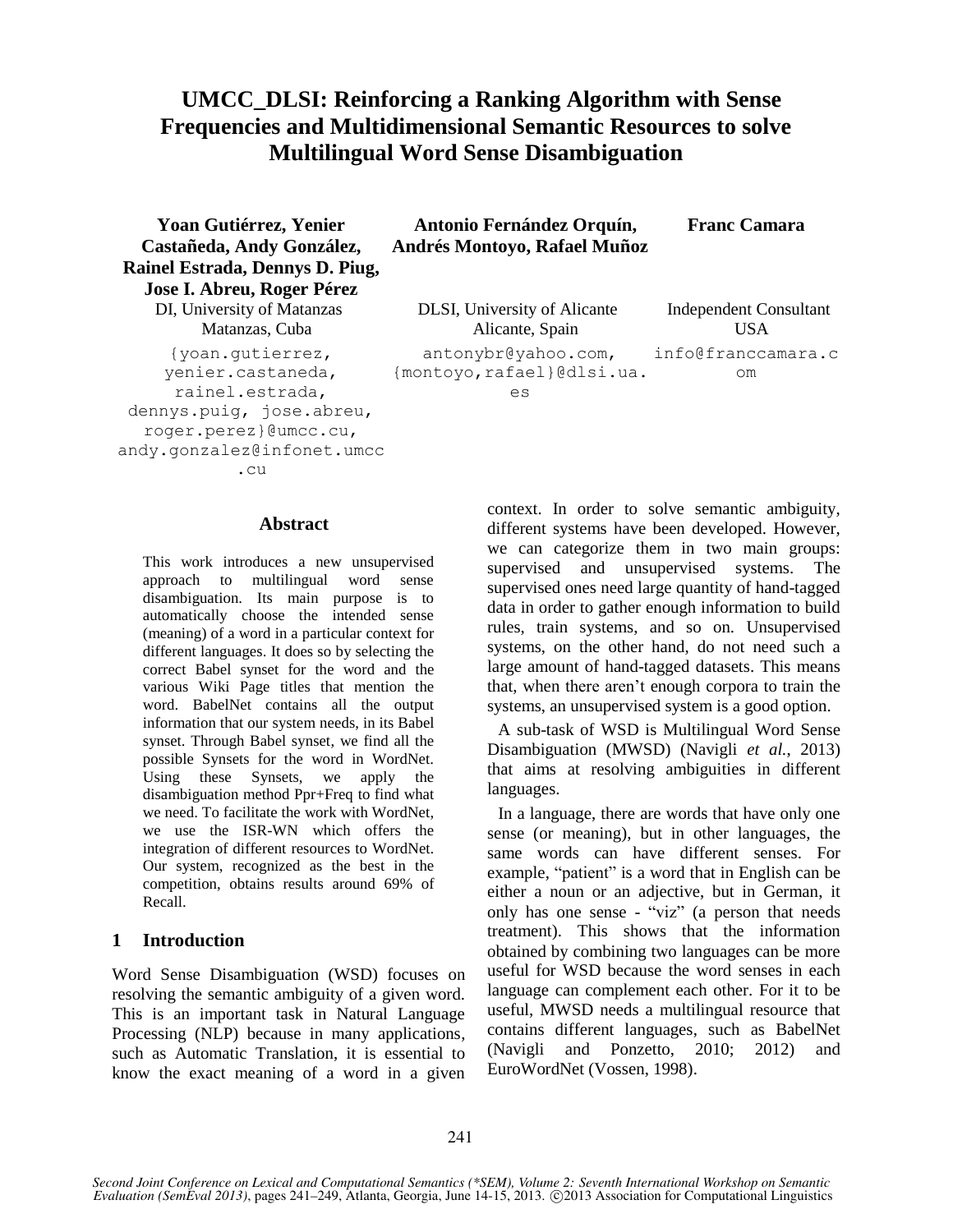# UMCC_DLSI: Reinforcing a Ranking Algorithm with Sense Frequencies and Multidimensional Semantic Resources to solve Multilingual Word Sense Disambiguation

**Yoan Gutiérrez, Yenier Castañeda, Andy González, Rainel Estrada, Dennys D. Piug, Jose I. Abreu, Roger Pérez**
DI, University of Matanzas
Matanzas, Cuba
{yoan.gutierrez, yenier.castaneda, rainel.estrada, dennys.puig, jose.abreu, roger.perez}@umcc.cu, andy.gonzalez@infonet.umcc.cu

**Antonio Fernández Orquín, Andrés Montoyo, Rafael Muñoz**
DLSI, University of Alicante
Alicante, Spain
antonybr@yahoo.com, {montoyo,rafael}@dlsi.ua.es

**Franc Camara**
Independent Consultant
USA
info@franccamara.com

## Abstract

This work introduces a new unsupervised approach to multilingual word sense disambiguation. Its main purpose is to automatically choose the intended sense (meaning) of a word in a particular context for different languages. It does so by selecting the correct Babel synset for the word and the various Wiki Page titles that mention the word. BabelNet contains all the output information that our system needs, in its Babel synset. Through Babel synset, we find all the possible Synsets for the word in WordNet. Using these Synsets, we apply the disambiguation method Ppr+Freq to find what we need. To facilitate the work with WordNet, we use the ISR-WN which offers the integration of different resources to WordNet. Our system, recognized as the best in the competition, obtains results around 69% of Recall.

## 1 Introduction

Word Sense Disambiguation (WSD) focuses on resolving the semantic ambiguity of a given word. This is an important task in Natural Language Processing (NLP) because in many applications, such as Automatic Translation, it is essential to know the exact meaning of a word in a given context. In order to solve semantic ambiguity, different systems have been developed. However, we can categorize them in two main groups: supervised and unsupervised systems. The supervised ones need large quantity of hand-tagged data in order to gather enough information to build rules, train systems, and so on. Unsupervised systems, on the other hand, do not need such a large amount of hand-tagged datasets. This means that, when there aren't enough corpora to train the systems, an unsupervised system is a good option.

A sub-task of WSD is Multilingual Word Sense Disambiguation (MWSD) (Navigli *et al.*, 2013) that aims at resolving ambiguities in different languages.

In a language, there are words that have only one sense (or meaning), but in other languages, the same words can have different senses. For example, "patient" is a word that in English can be either a noun or an adjective, but in German, it only has one sense - "viz" (a person that needs treatment). This shows that the information obtained by combining two languages can be more useful for WSD because the word senses in each language can complement each other. For it to be useful, MWSD needs a multilingual resource that contains different languages, such as BabelNet (Navigli and Ponzetto, 2010; 2012) and EuroWordNet (Vossen, 1998).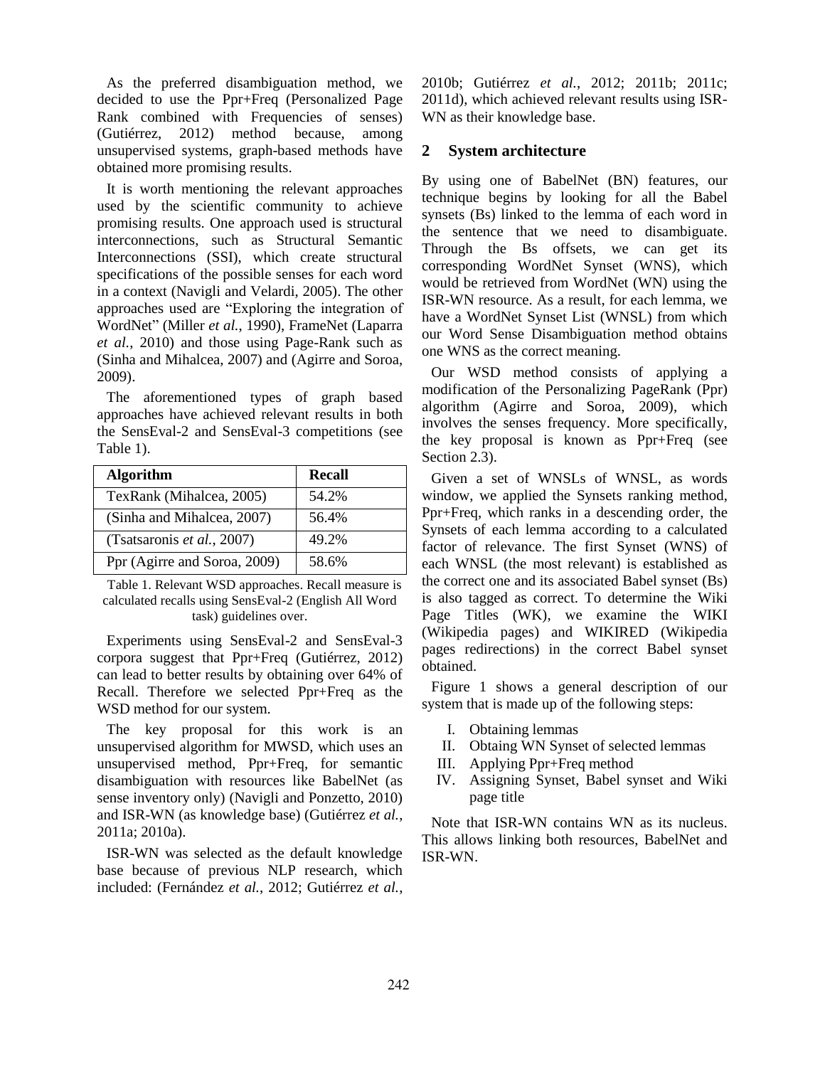As the preferred disambiguation method, we decided to use the Ppr+Freq (Personalized Page Rank combined with Frequencies of senses) (Gutiérrez, 2012) method because, among unsupervised systems, graph-based methods have obtained more promising results.

It is worth mentioning the relevant approaches used by the scientific community to achieve promising results. One approach used is structural interconnections, such as Structural Semantic Interconnections (SSI), which create structural specifications of the possible senses for each word in a context (Navigli and Velardi, 2005). The other approaches used are "Exploring the integration of WordNet" (Miller *et al.*, 1990), FrameNet (Laparra *et al.*, 2010) and those using Page-Rank such as (Sinha and Mihalcea, 2007) and (Agirre and Soroa, 2009).

The aforementioned types of graph based approaches have achieved relevant results in both the SensEval-2 and SensEval-3 competitions (see Table 1).

| **Algorithm** | **Recall** |
|---|---|
| TexRank (Mihalcea, 2005) | 54.2% |
| (Sinha and Mihalcea, 2007) | 56.4% |
| (Tsatsaronis *et al.*, 2007) | 49.2% |
| Ppr (Agirre and Soroa, 2009) | 58.6% |

Table 1. Relevant WSD approaches. Recall measure is calculated recalls using SensEval-2 (English All Word task) guidelines over.

Experiments using SensEval-2 and SensEval-3 corpora suggest that Ppr+Freq (Gutiérrez, 2012) can lead to better results by obtaining over 64% of Recall. Therefore we selected Ppr+Freq as the WSD method for our system.

The key proposal for this work is an unsupervised algorithm for MWSD, which uses an unsupervised method, Ppr+Freq, for semantic disambiguation with resources like BabelNet (as sense inventory only) (Navigli and Ponzetto, 2010) and ISR-WN (as knowledge base) (Gutiérrez *et al.*, 2011a; 2010a).

ISR-WN was selected as the default knowledge base because of previous NLP research, which included: (Fernández *et al.*, 2012; Gutiérrez *et al.*, 2010b; Gutiérrez *et al.*, 2012; 2011b; 2011c; 2011d), which achieved relevant results using ISR-WN as their knowledge base.

## 2 System architecture

By using one of BabelNet (BN) features, our technique begins by looking for all the Babel synsets (Bs) linked to the lemma of each word in the sentence that we need to disambiguate. Through the Bs offsets, we can get its corresponding WordNet Synset (WNS), which would be retrieved from WordNet (WN) using the ISR-WN resource. As a result, for each lemma, we have a WordNet Synset List (WNSL) from which our Word Sense Disambiguation method obtains one WNS as the correct meaning.

Our WSD method consists of applying a modification of the Personalizing PageRank (Ppr) algorithm (Agirre and Soroa, 2009), which involves the senses frequency. More specifically, the key proposal is known as Ppr+Freq (see Section 2.3).

Given a set of WNSLs of WNSL, as words window, we applied the Synsets ranking method, Ppr+Freq, which ranks in a descending order, the Synsets of each lemma according to a calculated factor of relevance. The first Synset (WNS) of each WNSL (the most relevant) is established as the correct one and its associated Babel synset (Bs) is also tagged as correct. To determine the Wiki Page Titles (WK), we examine the WIKI (Wikipedia pages) and WIKIRED (Wikipedia pages redirections) in the correct Babel synset obtained.

Figure 1 shows a general description of our system that is made up of the following steps:

I. Obtaining lemmas
II. Obtaing WN Synset of selected lemmas
III. Applying Ppr+Freq method
IV. Assigning Synset, Babel synset and Wiki page title

Note that ISR-WN contains WN as its nucleus. This allows linking both resources, BabelNet and ISR-WN.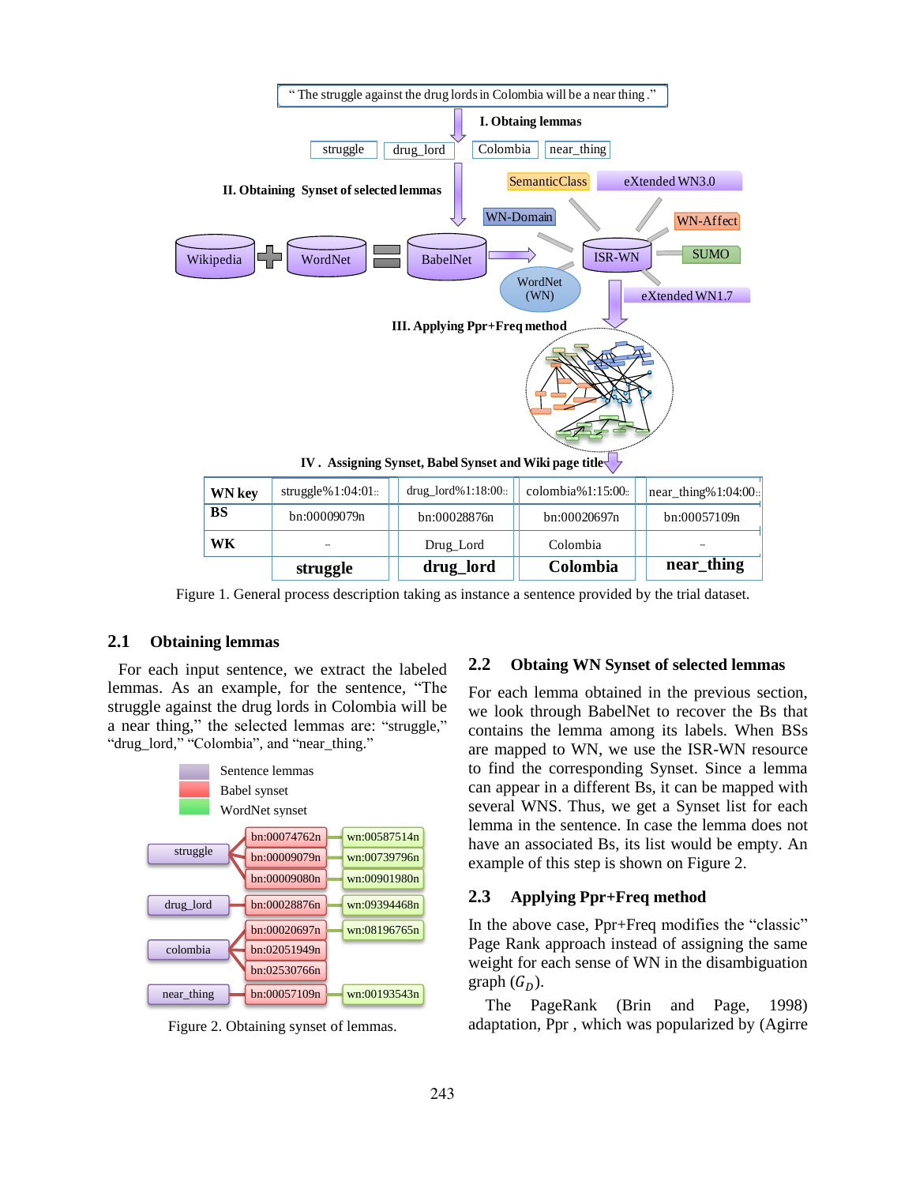Figure 1. General process description taking as instance a sentence provided by the trial dataset.

## 2.1 Obtaining lemmas

For each input sentence, we extract the labeled lemmas. As an example, for the sentence, "The struggle against the drug lords in Colombia will be a near thing," the selected lemmas are: "struggle," "drug_lord," "Colombia", and "near_thing."

Figure 2. Obtaining synset of lemmas.

## 2.2 Obtaing WN Synset of selected lemmas

For each lemma obtained in the previous section, we look through BabelNet to recover the Bs that contains the lemma among its labels. When BSs are mapped to WN, we use the ISR-WN resource to find the corresponding Synset. Since a lemma can appear in a different Bs, it can be mapped with several WNS. Thus, we get a Synset list for each lemma in the sentence. In case the lemma does not have an associated Bs, its list would be empty. An example of this step is shown on Figure 2.

## 2.3 Applying Ppr+Freq method

In the above case, Ppr+Freq modifies the "classic" Page Rank approach instead of assigning the same weight for each sense of WN in the disambiguation graph ($G_D$).

The PageRank (Brin and Page, 1998) adaptation, Ppr , which was popularized by (Agirre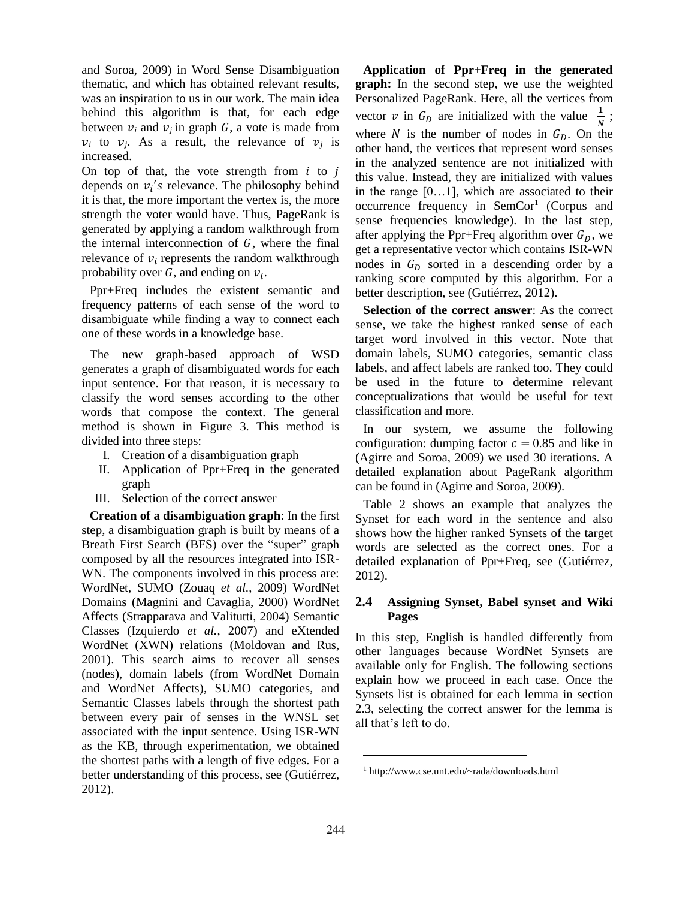and Soroa, 2009) in Word Sense Disambiguation thematic, and which has obtained relevant results, was an inspiration to us in our work. The main idea behind this algorithm is that, for each edge between $v_i$ and $v_j$ in graph $G$, a vote is made from $v_i$ to $v_j$. As a result, the relevance of $v_j$ is increased.

On top of that, the vote strength from $i$ to $j$ depends on $v_i's$ relevance. The philosophy behind it is that, the more important the vertex is, the more strength the voter would have. Thus, PageRank is generated by applying a random walkthrough from the internal interconnection of $G$, where the final relevance of $v_i$ represents the random walkthrough probability over $G$, and ending on $v_i$.

Ppr+Freq includes the existent semantic and frequency patterns of each sense of the word to disambiguate while finding a way to connect each one of these words in a knowledge base.

The new graph-based approach of WSD generates a graph of disambiguated words for each input sentence. For that reason, it is necessary to classify the word senses according to the other words that compose the context. The general method is shown in Figure 3. This method is divided into three steps:

I. Creation of a disambiguation graph
II. Application of Ppr+Freq in the generated graph
III. Selection of the correct answer

**Creation of a disambiguation graph**: In the first step, a disambiguation graph is built by means of a Breath First Search (BFS) over the "super" graph composed by all the resources integrated into ISR-WN. The components involved in this process are: WordNet, SUMO (Zouaq *et al.*, 2009) WordNet Domains (Magnini and Cavaglia, 2000) WordNet Affects (Strapparava and Valitutti, 2004) Semantic Classes (Izquierdo *et al.*, 2007) and eXtended WordNet (XWN) relations (Moldovan and Rus, 2001). This search aims to recover all senses (nodes), domain labels (from WordNet Domain and WordNet Affects), SUMO categories, and Semantic Classes labels through the shortest path between every pair of senses in the WNSL set associated with the input sentence. Using ISR-WN as the KB, through experimentation, we obtained the shortest paths with a length of five edges. For a better understanding of this process, see (Gutiérrez, 2012).

**Application of Ppr+Freq in the generated graph:** In the second step, we use the weighted Personalized PageRank. Here, all the vertices from vector $v$ in $G_D$ are initialized with the value $\frac{1}{N}$; where $N$ is the number of nodes in $G_D$. On the other hand, the vertices that represent word senses in the analyzed sentence are not initialized with this value. Instead, they are initialized with values in the range [0…1], which are associated to their occurrence frequency in SemCor[1] (Corpus and sense frequencies knowledge). In the last step, after applying the Ppr+Freq algorithm over $G_D$, we get a representative vector which contains ISR-WN nodes in $G_D$ sorted in a descending order by a ranking score computed by this algorithm. For a better description, see (Gutiérrez, 2012).

**Selection of the correct answer**: As the correct sense, we take the highest ranked sense of each target word involved in this vector. Note that domain labels, SUMO categories, semantic class labels, and affect labels are ranked too. They could be used in the future to determine relevant conceptualizations that would be useful for text classification and more.

In our system, we assume the following configuration: dumping factor $c = 0.85$ and like in (Agirre and Soroa, 2009) we used 30 iterations. A detailed explanation about PageRank algorithm can be found in (Agirre and Soroa, 2009).

Table 2 shows an example that analyzes the Synset for each word in the sentence and also shows how the higher ranked Synsets of the target words are selected as the correct ones. For a detailed explanation of Ppr+Freq, see (Gutiérrez, 2012).

## 2.4 Assigning Synset, Babel synset and Wiki Pages

In this step, English is handled differently from other languages because WordNet Synsets are available only for English. The following sections explain how we proceed in each case. Once the Synsets list is obtained for each lemma in section 2.3, selecting the correct answer for the lemma is all that's left to do.

[1] http://www.cse.unt.edu/~rada/downloads.html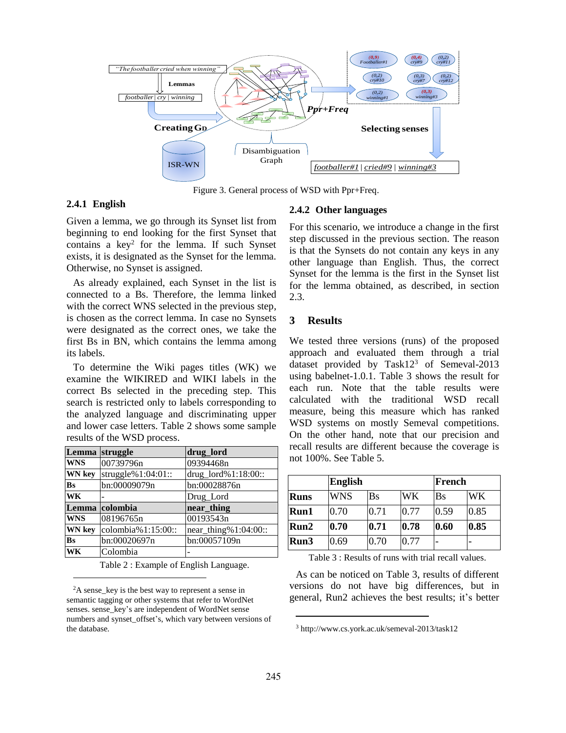Figure 3. General process of WSD with Ppr+Freq.

### 2.4.1 English

Given a lemma, we go through its Synset list from beginning to end looking for the first Synset that contains a key[2] for the lemma. If such Synset exists, it is designated as the Synset for the lemma. Otherwise, no Synset is assigned.

As already explained, each Synset in the list is connected to a Bs. Therefore, the lemma linked with the correct WNS selected in the previous step, is chosen as the correct lemma. In case no Synsets were designated as the correct ones, we take the first Bs in BN, which contains the lemma among its labels.

To determine the Wiki pages titles (WK) we examine the WIKIRED and WIKI labels in the correct Bs selected in the preceding step. This search is restricted only to labels corresponding to the analyzed language and discriminating upper and lower case letters. Table 2 shows some sample results of the WSD process.

| **Lemma** | **struggle** | **drug_lord** |
|---|---|---|
| **WNS** | 00739796n | 09394468n |
| **WN key** | struggle%1:04:01:: | drug_lord%1:18:00:: |
| **Bs** | bn:00009079n | bn:00028876n |
| **WK** | - | Drug_Lord |
| **Lemma** | **colombia** | **near_thing** |
| **WNS** | 08196765n | 00193543n |
| **WN key** | colombia%1:15:00:: | near_thing%1:04:00:: |
| **Bs** | bn:00020697n | bn:00057109n |
| **WK** | Colombia | - |

Table 2 : Example of English Language.

### 2.4.2 Other languages

For this scenario, we introduce a change in the first step discussed in the previous section. The reason is that the Synsets do not contain any keys in any other language than English. Thus, the correct Synset for the lemma is the first in the Synset list for the lemma obtained, as described, in section 2.3.

## 3 Results

We tested three versions (runs) of the proposed approach and evaluated them through a trial dataset provided by Task12[3] of Semeval-2013 using babelnet-1.0.1. Table 3 shows the result for each run. Note that the table results were calculated with the traditional WSD recall measure, being this measure which has ranked WSD systems on mostly Semeval competitions. On the other hand, note that our precision and recall results are different because the coverage is not 100%. See Table 5.

| | **English** | | | **French** | |
|---|---|---|---|---|---|
| **Runs** | WNS | Bs | WK | Bs | WK |
| **Run1** | 0.70 | 0.71 | 0.77 | 0.59 | 0.85 |
| **Run2** | **0.70** | **0.71** | **0.78** | **0.60** | **0.85** |
| **Run3** | 0.69 | 0.70 | 0.77 | - | - |

Table 3 : Results of runs with trial recall values.

As can be noticed on Table 3, results of different versions do not have big differences, but in general, Run2 achieves the best results; it's better

[2] A sense_key is the best way to represent a sense in semantic tagging or other systems that refer to WordNet senses. sense_key's are independent of WordNet sense numbers and synset_offset's, which vary between versions of the database.

[3] http://www.cs.york.ac.uk/semeval-2013/task12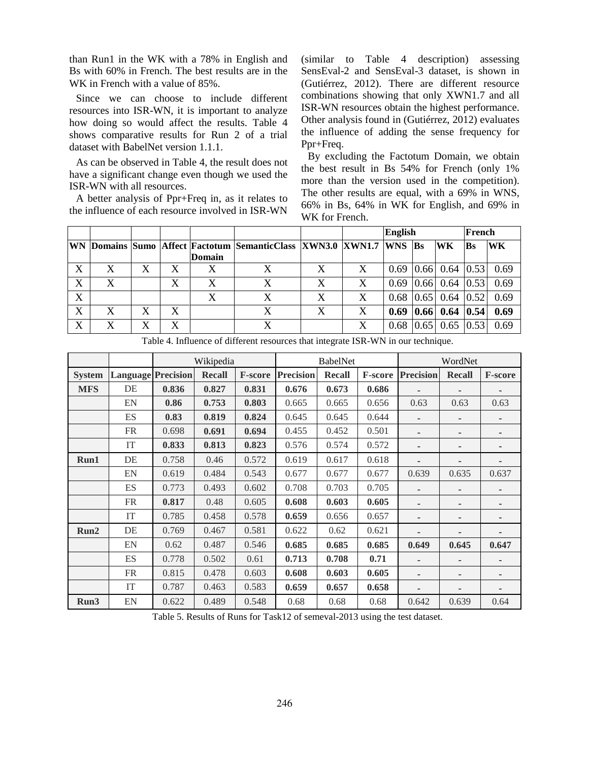than Run1 in the WK with a 78% in English and Bs with 60% in French. The best results are in the WK in French with a value of 85%.

Since we can choose to include different resources into ISR-WN, it is important to analyze how doing so would affect the results. Table 4 shows comparative results for Run 2 of a trial dataset with BabelNet version 1.1.1.

As can be observed in Table 4, the result does not have a significant change even though we used the ISR-WN with all resources.

A better analysis of Ppr+Freq in, as it relates to the influence of each resource involved in ISR-WN (similar to Table 4 description) assessing SensEval-2 and SensEval-3 dataset, is shown in (Gutiérrez, 2012). There are different resource combinations showing that only XWN1.7 and all ISR-WN resources obtain the highest performance. Other analysis found in (Gutiérrez, 2012) evaluates the influence of adding the sense frequency for Ppr+Freq.

By excluding the Factotum Domain, we obtain the best result in Bs 54% for French (only 1% more than the version used in the competition). The other results are equal, with a 69% in WNS, 66% in Bs, 64% in WK for English, and 69% in WK for French.

| | | | | | | | | English | | | French | |
|---|---|---|---|---|---|---|---|---|---|---|---|---|
| **WN** | **Domains** | **Sumo** | **Affect** | **Factotum Domain** | **SemanticClass** | **XWN3.0** | **XWN1.7** | **WNS** | **Bs** | **WK** | **Bs** | **WK** |
| X | X | X | X | X | X | X | X | 0.69 | 0.66 | 0.64 | 0.53 | 0.69 |
| X | X | | X | X | X | X | X | 0.69 | 0.66 | 0.64 | 0.53 | 0.69 |
| X | | | | X | X | X | X | 0.68 | 0.65 | 0.64 | 0.52 | 0.69 |
| X | X | X | X | | X | X | X | **0.69** | **0.66** | **0.64** | **0.54** | **0.69** |
| X | X | X | X | | X | | X | 0.68 | 0.65 | 0.65 | 0.53 | 0.69 |

Table 4. Influence of different resources that integrate ISR-WN in our technique.

| | | Wikipedia | | | BabelNet | | | WordNet | | |
|---|---|---|---|---|---|---|---|---|---|---|
| **System** | **Language** | **Precision** | **Recall** | **F-score** | **Precision** | **Recall** | **F-score** | **Precision** | **Recall** | **F-score** |
| **MFS** | DE | **0.836** | **0.827** | **0.831** | **0.676** | **0.673** | **0.686** | - | - | - |
| | EN | **0.86** | **0.753** | **0.803** | 0.665 | 0.665 | 0.656 | 0.63 | 0.63 | 0.63 |
| | ES | **0.83** | **0.819** | **0.824** | 0.645 | 0.645 | 0.644 | - | - | - |
| | FR | 0.698 | **0.691** | **0.694** | 0.455 | 0.452 | 0.501 | - | - | - |
| | IT | **0.833** | **0.813** | **0.823** | 0.576 | 0.574 | 0.572 | - | - | - |
| **Run1** | DE | 0.758 | 0.46 | 0.572 | 0.619 | 0.617 | 0.618 | - | - | - |
| | EN | 0.619 | 0.484 | 0.543 | 0.677 | 0.677 | 0.677 | 0.639 | 0.635 | 0.637 |
| | ES | 0.773 | 0.493 | 0.602 | 0.708 | 0.703 | 0.705 | - | - | - |
| | FR | **0.817** | 0.48 | 0.605 | **0.608** | **0.603** | **0.605** | - | - | - |
| | IT | 0.785 | 0.458 | 0.578 | **0.659** | 0.656 | 0.657 | - | - | - |
| **Run2** | DE | 0.769 | 0.467 | 0.581 | 0.622 | 0.62 | 0.621 | - | - | - |
| | EN | 0.62 | 0.487 | 0.546 | **0.685** | **0.685** | **0.685** | **0.649** | **0.645** | **0.647** |
| | ES | 0.778 | 0.502 | 0.61 | **0.713** | **0.708** | **0.71** | - | - | - |
| | FR | 0.815 | 0.478 | 0.603 | **0.608** | **0.603** | **0.605** | - | - | - |
| | IT | 0.787 | 0.463 | 0.583 | **0.659** | **0.657** | **0.658** | - | - | - |
| **Run3** | EN | 0.622 | 0.489 | 0.548 | 0.68 | 0.68 | 0.68 | 0.642 | 0.639 | 0.64 |

Table 5. Results of Runs for Task12 of semeval-2013 using the test dataset.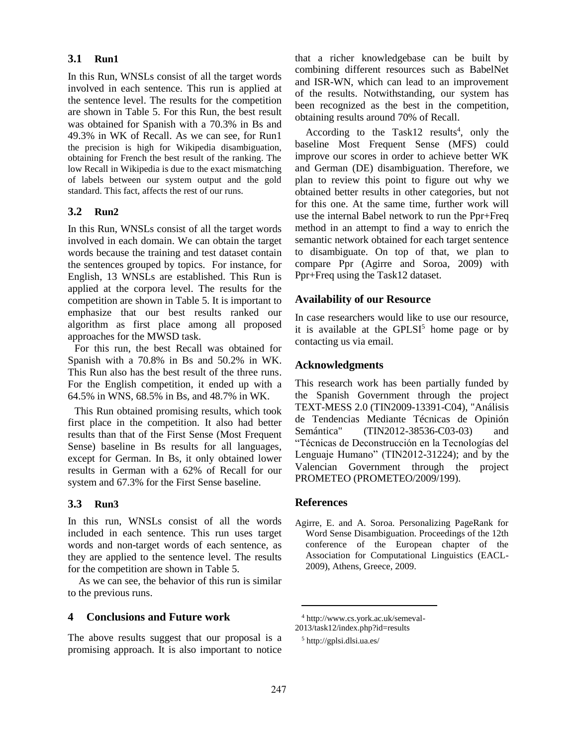### 3.1 Run1

In this Run, WNSLs consist of all the target words involved in each sentence. This run is applied at the sentence level. The results for the competition are shown in Table 5. For this Run, the best result was obtained for Spanish with a 70.3% in Bs and 49.3% in WK of Recall. As we can see, for Run1 the precision is high for Wikipedia disambiguation, obtaining for French the best result of the ranking. The low Recall in Wikipedia is due to the exact mismatching of labels between our system output and the gold standard. This fact, affects the rest of our runs.

### 3.2 Run2

In this Run, WNSLs consist of all the target words involved in each domain. We can obtain the target words because the training and test dataset contain the sentences grouped by topics. For instance, for English, 13 WNSLs are established. This Run is applied at the corpora level. The results for the competition are shown in Table 5. It is important to emphasize that our best results ranked our algorithm as first place among all proposed approaches for the MWSD task.

For this run, the best Recall was obtained for Spanish with a 70.8% in Bs and 50.2% in WK. This Run also has the best result of the three runs. For the English competition, it ended up with a 64.5% in WNS, 68.5% in Bs, and 48.7% in WK.

This Run obtained promising results, which took first place in the competition. It also had better results than that of the First Sense (Most Frequent Sense) baseline in Bs results for all languages, except for German. In Bs, it only obtained lower results in German with a 62% of Recall for our system and 67.3% for the First Sense baseline.

### 3.3 Run3

In this run, WNSLs consist of all the words included in each sentence. This run uses target words and non-target words of each sentence, as they are applied to the sentence level. The results for the competition are shown in Table 5.

As we can see, the behavior of this run is similar to the previous runs.

## 4 Conclusions and Future work

The above results suggest that our proposal is a promising approach. It is also important to notice that a richer knowledgebase can be built by combining different resources such as BabelNet and ISR-WN, which can lead to an improvement of the results. Notwithstanding, our system has been recognized as the best in the competition, obtaining results around 70% of Recall.

According to the Task12 results[4], only the baseline Most Frequent Sense (MFS) could improve our scores in order to achieve better WK and German (DE) disambiguation. Therefore, we plan to review this point to figure out why we obtained better results in other categories, but not for this one. At the same time, further work will use the internal Babel network to run the Ppr+Freq method in an attempt to find a way to enrich the semantic network obtained for each target sentence to disambiguate. On top of that, we plan to compare Ppr (Agirre and Soroa, 2009) with Ppr+Freq using the Task12 dataset.

## Availability of our Resource

In case researchers would like to use our resource, it is available at the GPLSI[5] home page or by contacting us via email.

## Acknowledgments

This research work has been partially funded by the Spanish Government through the project TEXT-MESS 2.0 (TIN2009-13391-C04), "Análisis de Tendencias Mediante Técnicas de Opinión Semántica" (TIN2012-38536-C03-03) and "Técnicas de Deconstrucción en la Tecnologías del Lenguaje Humano" (TIN2012-31224); and by the Valencian Government through the project PROMETEO (PROMETEO/2009/199).

## References

Agirre, E. and A. Soroa. Personalizing PageRank for Word Sense Disambiguation. Proceedings of the 12th conference of the European chapter of the Association for Computational Linguistics (EACL-2009), Athens, Greece, 2009.

---

[4] http://www.cs.york.ac.uk/semeval-2013/task12/index.php?id=results

[5] http://gplsi.dlsi.ua.es/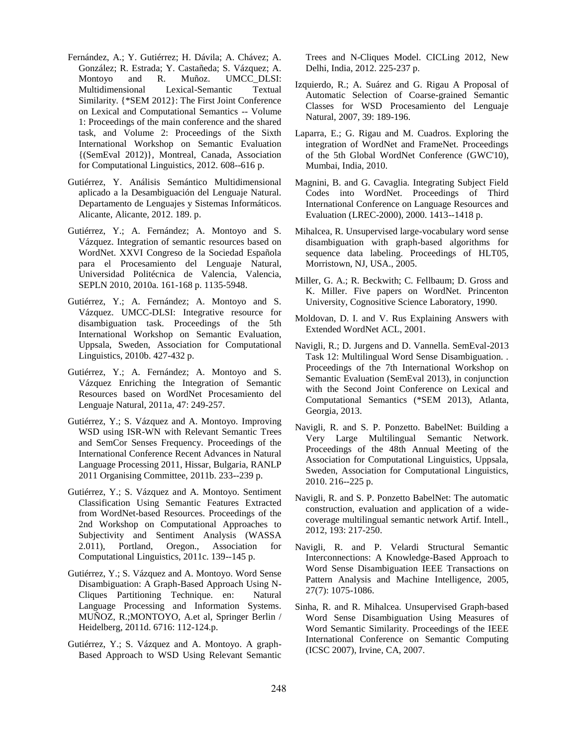Fernández, A.; Y. Gutiérrez; H. Dávila; A. Chávez; A. González; R. Estrada; Y. Castañeda; S. Vázquez; A. Montoyo and R. Muñoz. UMCC_DLSI: Multidimensional Lexical-Semantic Textual Similarity. {*SEM 2012}: The First Joint Conference on Lexical and Computational Semantics -- Volume 1: Proceedings of the main conference and the shared task, and Volume 2: Proceedings of the Sixth International Workshop on Semantic Evaluation {(SemEval 2012)}, Montreal, Canada, Association for Computational Linguistics, 2012. 608--616 p.

Gutiérrez, Y. Análisis Semántico Multidimensional aplicado a la Desambiguación del Lenguaje Natural. Departamento de Lenguajes y Sistemas Informáticos. Alicante, Alicante, 2012. 189. p.

Gutiérrez, Y.; A. Fernández; A. Montoyo and S. Vázquez. Integration of semantic resources based on WordNet. XXVI Congreso de la Sociedad Española para el Procesamiento del Lenguaje Natural, Universidad Politécnica de Valencia, Valencia, SEPLN 2010, 2010a. 161-168 p. 1135-5948.

Gutiérrez, Y.; A. Fernández; A. Montoyo and S. Vázquez. UMCC-DLSI: Integrative resource for disambiguation task. Proceedings of the 5th International Workshop on Semantic Evaluation, Uppsala, Sweden, Association for Computational Linguistics, 2010b. 427-432 p.

Gutiérrez, Y.; A. Fernández; A. Montoyo and S. Vázquez Enriching the Integration of Semantic Resources based on WordNet Procesamiento del Lenguaje Natural, 2011a, 47: 249-257.

Gutiérrez, Y.; S. Vázquez and A. Montoyo. Improving WSD using ISR-WN with Relevant Semantic Trees and SemCor Senses Frequency. Proceedings of the International Conference Recent Advances in Natural Language Processing 2011, Hissar, Bulgaria, RANLP 2011 Organising Committee, 2011b. 233--239 p.

Gutiérrez, Y.; S. Vázquez and A. Montoyo. Sentiment Classification Using Semantic Features Extracted from WordNet-based Resources. Proceedings of the 2nd Workshop on Computational Approaches to Subjectivity and Sentiment Analysis (WASSA 2.011), Portland, Oregon., Association for Computational Linguistics, 2011c. 139--145 p.

Gutiérrez, Y.; S. Vázquez and A. Montoyo. Word Sense Disambiguation: A Graph-Based Approach Using N-Cliques Partitioning Technique. en: Natural Language Processing and Information Systems. MUÑOZ, R.;MONTOYO, A.et al, Springer Berlin / Heidelberg, 2011d. 6716: 112-124.p.

Gutiérrez, Y.; S. Vázquez and A. Montoyo. A graph-Based Approach to WSD Using Relevant Semantic Trees and N-Cliques Model. CICLing 2012, New Delhi, India, 2012. 225-237 p.

Izquierdo, R.; A. Suárez and G. Rigau A Proposal of Automatic Selection of Coarse-grained Semantic Classes for WSD Procesamiento del Lenguaje Natural, 2007, 39: 189-196.

Laparra, E.; G. Rigau and M. Cuadros. Exploring the integration of WordNet and FrameNet. Proceedings of the 5th Global WordNet Conference (GWC'10), Mumbai, India, 2010.

Magnini, B. and G. Cavaglia. Integrating Subject Field Codes into WordNet. Proceedings of Third International Conference on Language Resources and Evaluation (LREC-2000), 2000. 1413--1418 p.

Mihalcea, R. Unsupervised large-vocabulary word sense disambiguation with graph-based algorithms for sequence data labeling. Proceedings of HLT05, Morristown, NJ, USA., 2005.

Miller, G. A.; R. Beckwith; C. Fellbaum; D. Gross and K. Miller. Five papers on WordNet. Princenton University, Cognositive Science Laboratory, 1990.

Moldovan, D. I. and V. Rus Explaining Answers with Extended WordNet ACL, 2001.

Navigli, R.; D. Jurgens and D. Vannella. SemEval-2013 Task 12: Multilingual Word Sense Disambiguation. . Proceedings of the 7th International Workshop on Semantic Evaluation (SemEval 2013), in conjunction with the Second Joint Conference on Lexical and Computational Semantics (*SEM 2013), Atlanta, Georgia, 2013.

Navigli, R. and S. P. Ponzetto. BabelNet: Building a Very Large Multilingual Semantic Network. Proceedings of the 48th Annual Meeting of the Association for Computational Linguistics, Uppsala, Sweden, Association for Computational Linguistics, 2010. 216--225 p.

Navigli, R. and S. P. Ponzetto BabelNet: The automatic construction, evaluation and application of a wide-coverage multilingual semantic network Artif. Intell., 2012, 193: 217-250.

Navigli, R. and P. Velardi Structural Semantic Interconnections: A Knowledge-Based Approach to Word Sense Disambiguation IEEE Transactions on Pattern Analysis and Machine Intelligence, 2005, 27(7): 1075-1086.

Sinha, R. and R. Mihalcea. Unsupervised Graph-based Word Sense Disambiguation Using Measures of Word Semantic Similarity. Proceedings of the IEEE International Conference on Semantic Computing (ICSC 2007), Irvine, CA, 2007.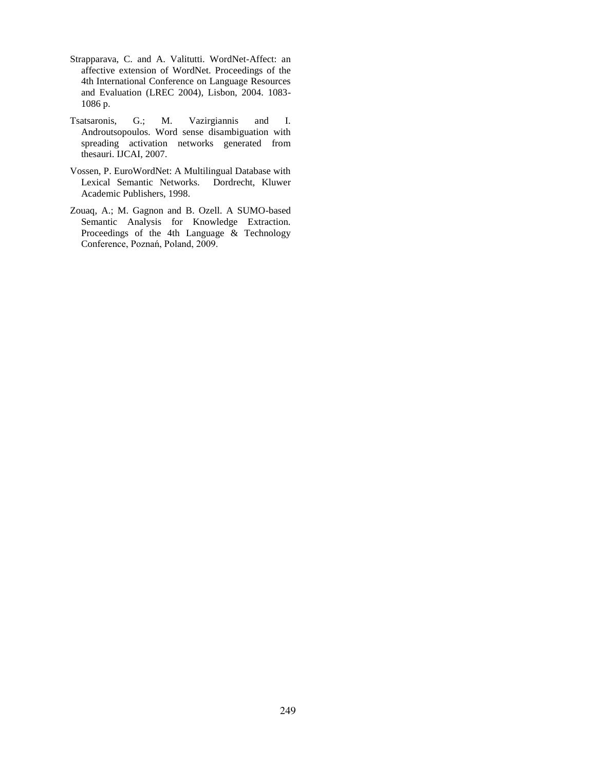Strapparava, C. and A. Valitutti. WordNet-Affect: an affective extension of WordNet. Proceedings of the 4th International Conference on Language Resources and Evaluation (LREC 2004), Lisbon, 2004. 1083-1086 p.

Tsatsaronis, G.; M. Vazirgiannis and I. Androutsopoulos. Word sense disambiguation with spreading activation networks generated from thesauri. IJCAI, 2007.

Vossen, P. EuroWordNet: A Multilingual Database with Lexical Semantic Networks. Dordrecht, Kluwer Academic Publishers, 1998.

Zouaq, A.; M. Gagnon and B. Ozell. A SUMO-based Semantic Analysis for Knowledge Extraction. Proceedings of the 4th Language & Technology Conference, Poznań, Poland, 2009.